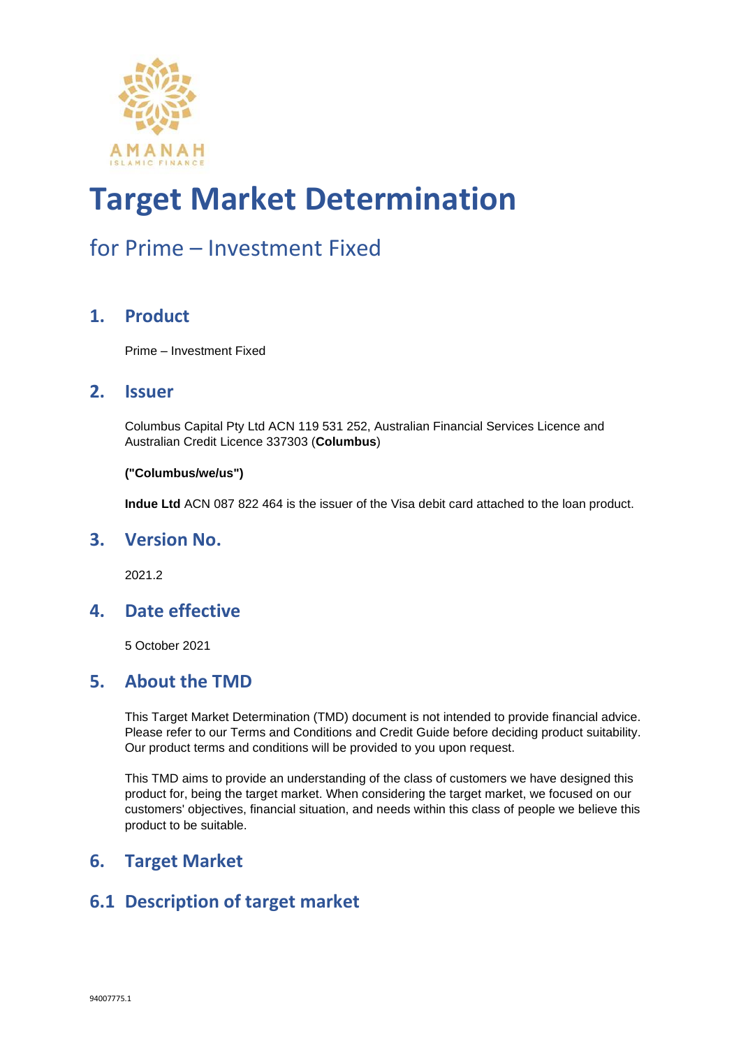# Target Market Determination

for Prime – Investment Fixed

## 1. Product

Prime – Investment Fixed

## 2. Issuer

Columbus Capital Pty Ltd ACN 119 531 252, Australian Financial Services Licence and Australian Credit Licence 337303 (**Columbus**)

**("Columbus/we/us")**

**Indue Ltd** ACN 087 822 464 is the issuer of the Visa debit card attached to the loan product.

## 3. Version No.

2021.2

## 4. Date effective

5 October 2021

## 5. About the TMD

This Target Market Determination (TMD) document is not intended to provide financial advice. Please refer to our Terms and Conditions and Credit Guide before deciding product suitability. Our product terms and conditions will be provided to you upon request.

This TMD aims to provide an understanding of the class of customers we have designed this product for, being the target market. When considering the target market, we focused on our customers' objectives, financial situation, and needs within this class of people we believe this product to be suitable.

## 6. Target Market

## 6.1 Description of target market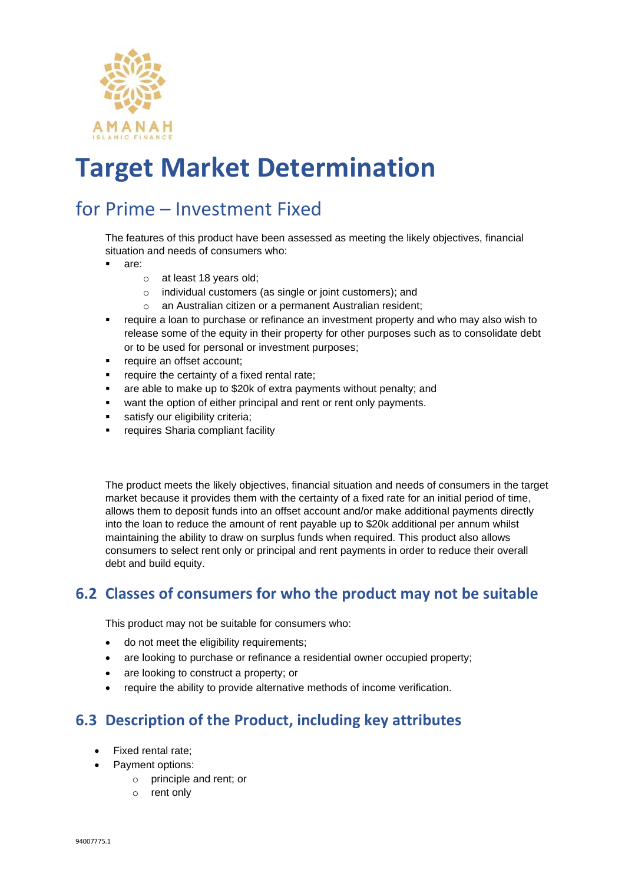AMANAH
ISLAMIC FINANCE

# Target Market Determination

## for Prime – Investment Fixed

The features of this product have been assessed as meeting the likely objectives, financial situation and needs of consumers who:

- are:
  - at least 18 years old;
  - individual customers (as single or joint customers); and
  - an Australian citizen or a permanent Australian resident;
- require a loan to purchase or refinance an investment property and who may also wish to release some of the equity in their property for other purposes such as to consolidate debt or to be used for personal or investment purposes;
- require an offset account;
- require the certainty of a fixed rental rate;
- are able to make up to $20k of extra payments without penalty; and
- want the option of either principal and rent or rent only payments.
- satisfy our eligibility criteria;
- requires Sharia compliant facility

The product meets the likely objectives, financial situation and needs of consumers in the target market because it provides them with the certainty of a fixed rate for an initial period of time, allows them to deposit funds into an offset account and/or make additional payments directly into the loan to reduce the amount of rent payable up to $20k additional per annum whilst maintaining the ability to draw on surplus funds when required. This product also allows consumers to select rent only or principal and rent payments in order to reduce their overall debt and build equity.

## 6.2 Classes of consumers for who the product may not be suitable

This product may not be suitable for consumers who:

- do not meet the eligibility requirements;
- are looking to purchase or refinance a residential owner occupied property;
- are looking to construct a property; or
- require the ability to provide alternative methods of income verification.

## 6.3 Description of the Product, including key attributes

- Fixed rental rate;
- Payment options:
  - principle and rent; or
  - rent only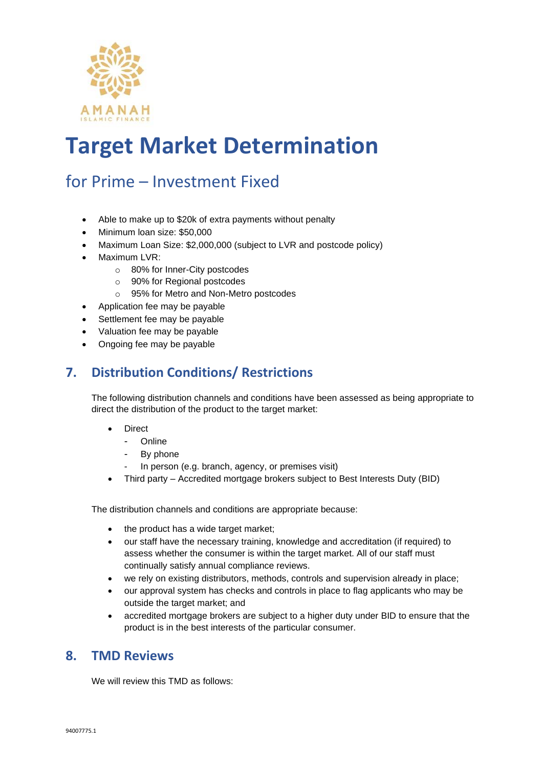# Target Market Determination

## for Prime – Investment Fixed

- Able to make up to $20k of extra payments without penalty
- Minimum loan size: $50,000
- Maximum Loan Size: $2,000,000 (subject to LVR and postcode policy)
- Maximum LVR:
    - 80% for Inner-City postcodes
    - 90% for Regional postcodes
    - 95% for Metro and Non-Metro postcodes
- Application fee may be payable
- Settlement fee may be payable
- Valuation fee may be payable
- Ongoing fee may be payable

## 7. Distribution Conditions/ Restrictions

The following distribution channels and conditions have been assessed as being appropriate to direct the distribution of the product to the target market:

- Direct
    - Online
    - By phone
    - In person (e.g. branch, agency, or premises visit)
- Third party – Accredited mortgage brokers subject to Best Interests Duty (BID)

The distribution channels and conditions are appropriate because:

- the product has a wide target market;
- our staff have the necessary training, knowledge and accreditation (if required) to assess whether the consumer is within the target market. All of our staff must continually satisfy annual compliance reviews.
- we rely on existing distributors, methods, controls and supervision already in place;
- our approval system has checks and controls in place to flag applicants who may be outside the target market; and
- accredited mortgage brokers are subject to a higher duty under BID to ensure that the product is in the best interests of the particular consumer.

## 8. TMD Reviews

We will review this TMD as follows: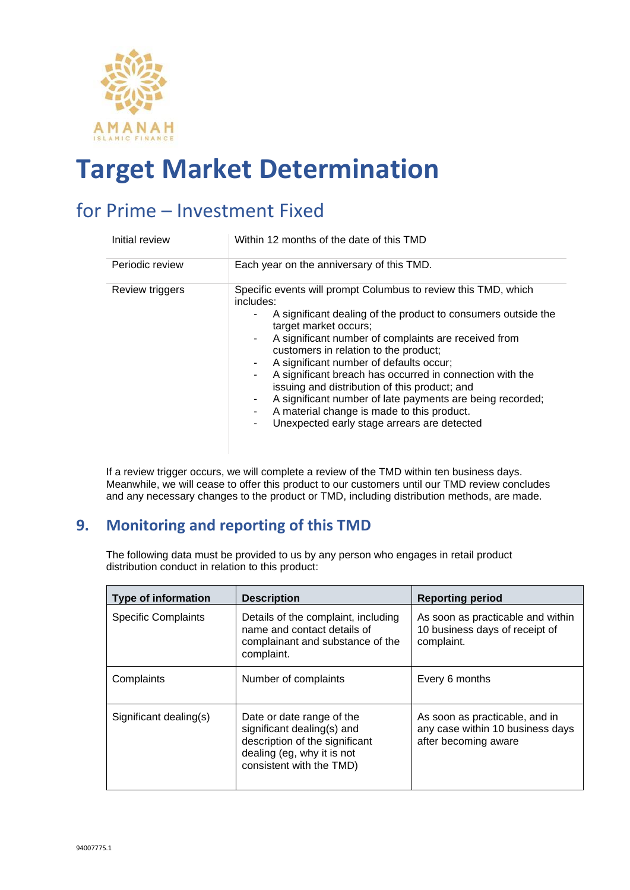# Target Market Determination

## for Prime – Investment Fixed

| | |
|---|---|
| Initial review | Within 12 months of the date of this TMD |
| Periodic review | Each year on the anniversary of this TMD. |
| Review triggers | Specific events will prompt Columbus to review this TMD, which includes:<br>- A significant dealing of the product to consumers outside the target market occurs;<br>- A significant number of complaints are received from customers in relation to the product;<br>- A significant number of defaults occur;<br>- A significant breach has occurred in connection with the issuing and distribution of this product; and<br>- A significant number of late payments are being recorded;<br>- A material change is made to this product.<br>- Unexpected early stage arrears are detected |

If a review trigger occurs, we will complete a review of the TMD within ten business days. Meanwhile, we will cease to offer this product to our customers until our TMD review concludes and any necessary changes to the product or TMD, including distribution methods, are made.

## 9. Monitoring and reporting of this TMD

The following data must be provided to us by any person who engages in retail product distribution conduct in relation to this product:

| Type of information | Description | Reporting period |
|---|---|---|
| Specific Complaints | Details of the complaint, including name and contact details of complainant and substance of the complaint. | As soon as practicable and within 10 business days of receipt of complaint. |
| Complaints | Number of complaints | Every 6 months |
| Significant dealing(s) | Date or date range of the significant dealing(s) and description of the significant dealing (eg, why it is not consistent with the TMD) | As soon as practicable, and in any case within 10 business days after becoming aware |

94007775.1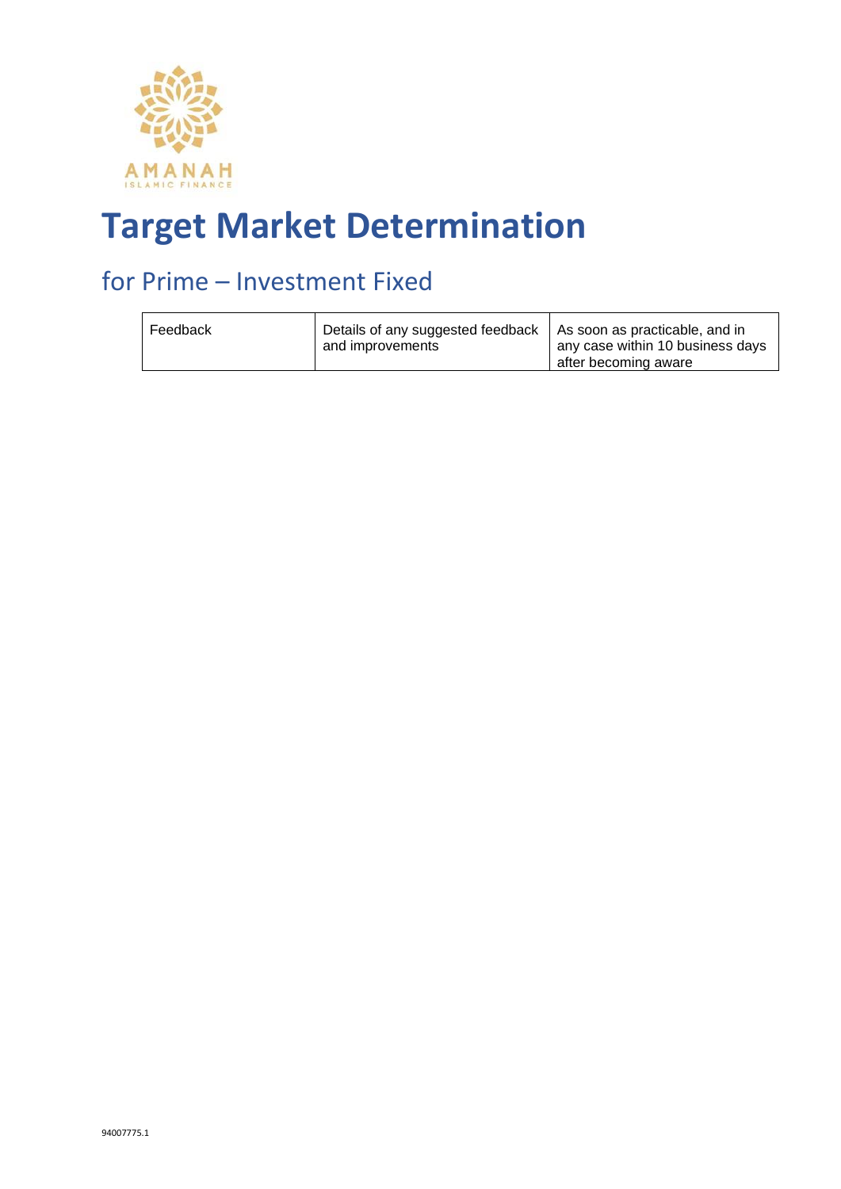# Target Market Determination

## for Prime – Investment Fixed

| | | |
|---|---|---|
| Feedback | Details of any suggested feedback and improvements | As soon as practicable, and in any case within 10 business days after becoming aware |

94007775.1